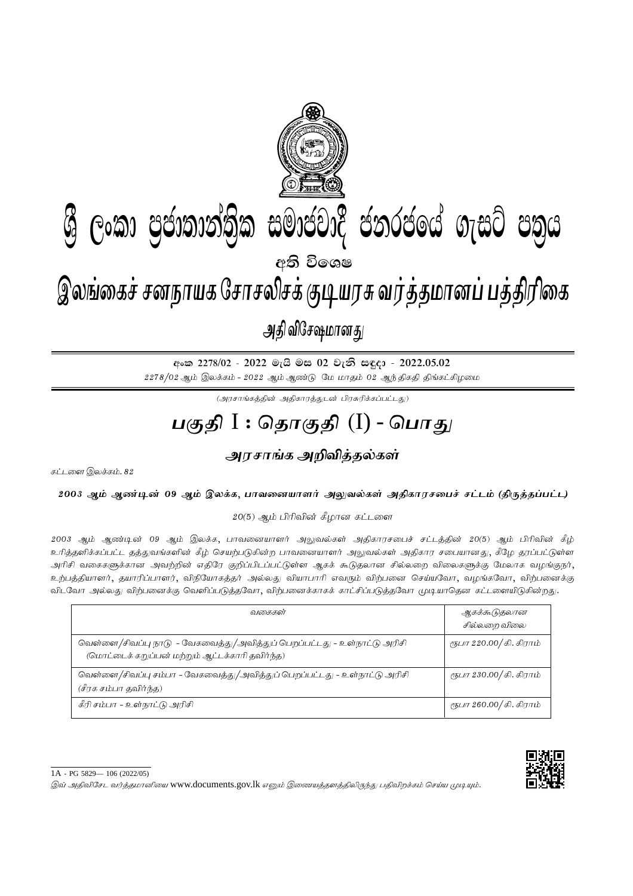# ශ්‍රී ලංකා ප්‍රජාතාන්ත්‍රික සමාජවාදී ජනරජයේ ගැසට් පත්‍රය

අති විශෙෂ

# இலங்கைச் சனநாயக சோசலிசக் குடியரசு வர்த்தமானப் பத்திரிகை

அதி விசேஷமானது

අංක 2278/02 - 2022 මැයි මස 02 වැනි සඳුදා - 2022.05.02

*2278/02 ஆம் இலக்கம் - 2022 ஆம் ஆண்டு மே மாதம் 02 ஆந் திகதி திங்கட்கிழமை*

*(அரசாங்கத்தின் அதிகாரத்துடன் பிரசுரிக்கப்பட்டது)*

# பகுதி I : தொகுதி (I) - பொது

## அரசாங்க அறிவித்தல்கள்

*கட்டளை இலக்கம். 82*

**2003 ஆம் ஆண்டின் 09 ஆம் இலக்க, பாவனையாளர் அலுவல்கள் அதிகாரசபைச் சட்டம் (திருத்தப்பட்ட)**

*20(5) ஆம் பிரிவின் கீழான கட்டளை*

*2003 ஆம் ஆண்டின் 09 ஆம் இலக்க, பாவனையாளர் அலுவல்கள் அதிகாரசபைச் சட்டத்தின் 20(5) ஆம் பிரிவின் கீழ் உரித்தளிக்கப்பட்ட தத்துவங்களின் கீழ் செயற்படுகின்ற பாவனையாளர் அலுவல்கள் அதிகார சபையானது, கீழே தரப்பட்டுள்ள அரிசி வகைகளுக்கான அவற்றின் எதிரே குறிப்பிடப்பட்டுள்ள ஆகக் கூடுதலான சில்லறை விலைகளுக்கு மேலாக வழங்குநர், உற்பத்தியாளர், தயாரிப்பாளர், விநியோகத்தர் அல்லது வியாபாரி எவரும் விற்பனை செய்யவோ, வழங்கவோ, விற்பனைக்கு விடவோ அல்லது விற்பனைக்கு வெளிப்படுத்தவோ, விற்பனைக்காகக் காட்சிப்படுத்தவோ முடியாதென கட்டளையிடுகின்றது.*

| *வகைகள்* | *ஆகக்கூடுதலான சில்லறை விலை* |
|---|---|
| வெள்ளை/சிவப்பு நாடு - வேகவைத்து/அவித்துப் பெறப்பட்டது - உள்நாட்டு அரிசி (மொட்டைக் கறுப்பன் மற்றும் ஆட்டக்காரி தவிர்ந்த) | *ரூபா 220.00/கி. கிராம்* |
| வெள்ளை/சிவப்பு சம்பா - வேகவைத்து/அவித்துப் பெறப்பட்டது - உள்நாட்டு அரிசி (சீரக சம்பா தவிர்ந்த) | *ரூபா 230.00/கி. கிராம்* |
| கீரி சம்பா - உள்நாட்டு அரிசி | *ரூபா 260.00/கி. கிராம்* |

1A - PG 5829— 106 (2022/05)

*இவ் அதிவிசேட வர்த்தமானியை* www.documents.gov.lk *எனும் இணையத்தளத்திலிருந்து பதிவிறக்கம் செய்ய முடியும்.*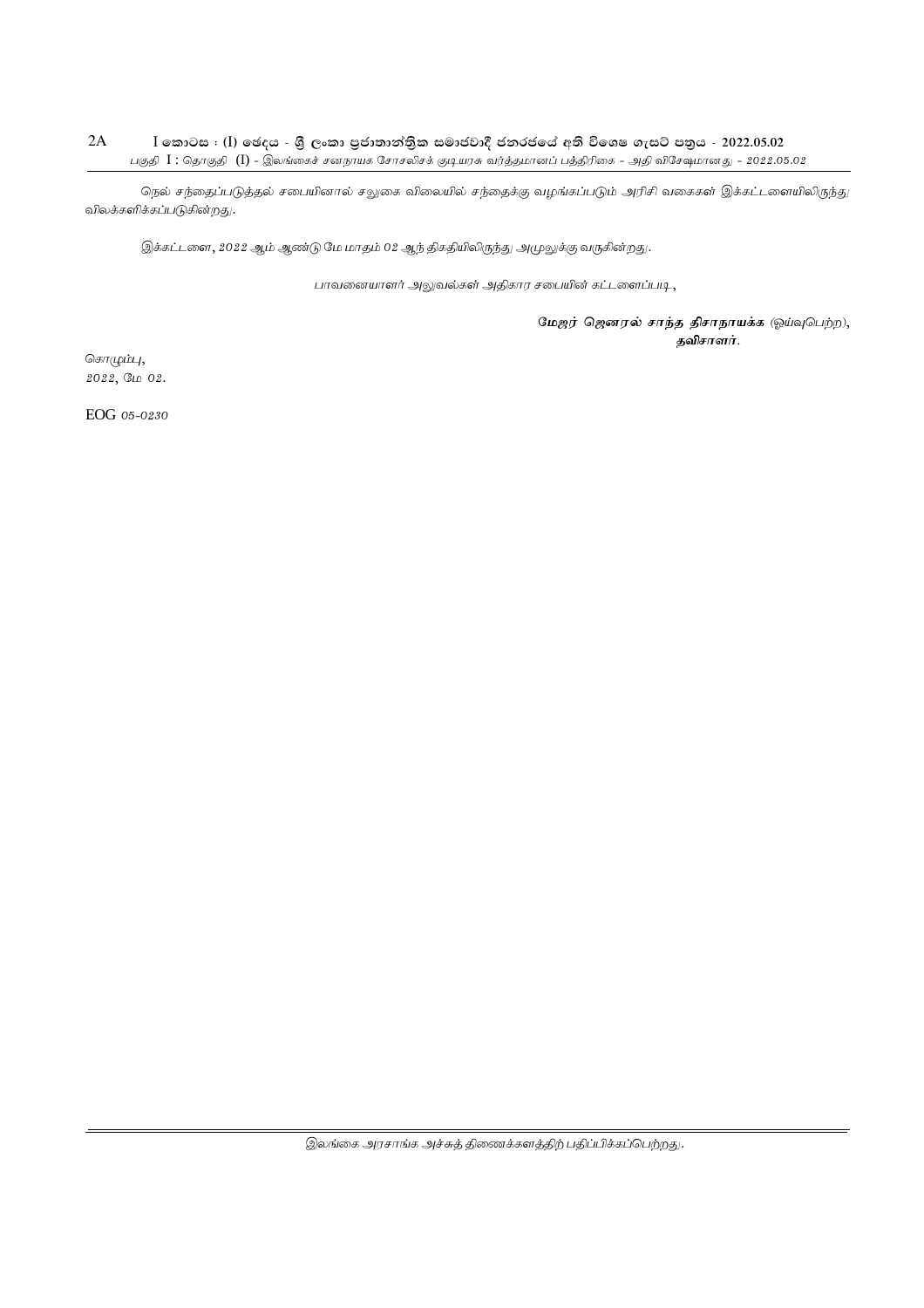நெல் சந்தைப்படுத்தல் சபையினால் சலுகை விலையில் சந்தைக்கு வழங்கப்படும் அரிசி வகைகள் இக்கட்டளையிலிருந்து விலக்களிக்கப்படுகின்றது.

இக்கட்டளை, 2022 ஆம் ஆண்டு மே மாதம் 02 ஆந் திகதியிலிருந்து அமுலுக்கு வருகின்றது.

பாவனையாளர் அலுவல்கள் அதிகார சபையின் கட்டளைப்படி,

**மேஜர் ஜெனரல் சாந்த திசாநாயக்க** (ஓய்வுபெற்ற),
**தவிசாளர்.**

கொழும்பு,
2022, மே 02.

EOG 05-0230

இலங்கை அரசாங்க அச்சுத் திணைக்களத்திற் பதிப்பிக்கப்பெற்றது.